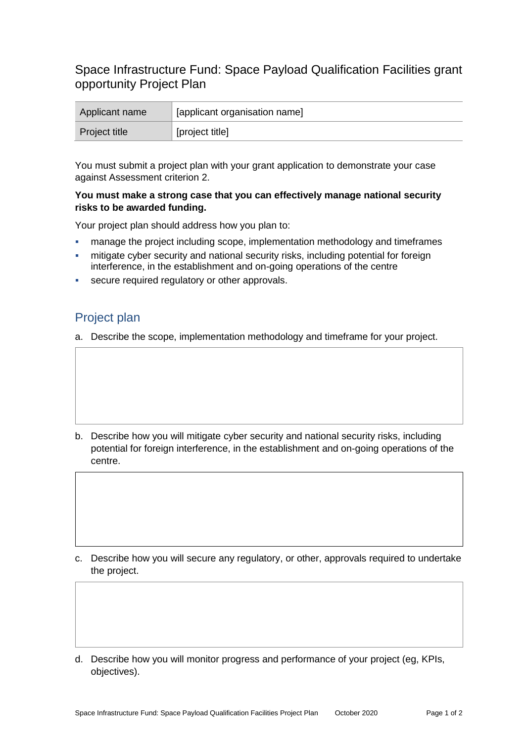# Space Infrastructure Fund: Space Payload Qualification Facilities grant opportunity Project Plan

| Applicant name | [applicant organisation name] |
| --- | --- |
| Project title | [project title] |

You must submit a project plan with your grant application to demonstrate your case against Assessment criterion 2.

**You must make a strong case that you can effectively manage national security risks to be awarded funding.**

Your project plan should address how you plan to:

- manage the project including scope, implementation methodology and timeframes
- mitigate cyber security and national security risks, including potential for foreign interference, in the establishment and on-going operations of the centre
- secure required regulatory or other approvals.

## Project plan

a. Describe the scope, implementation methodology and timeframe for your project.

b. Describe how you will mitigate cyber security and national security risks, including potential for foreign interference, in the establishment and on-going operations of the centre.

c. Describe how you will secure any regulatory, or other, approvals required to undertake the project.

d. Describe how you will monitor progress and performance of your project (eg, KPIs, objectives).